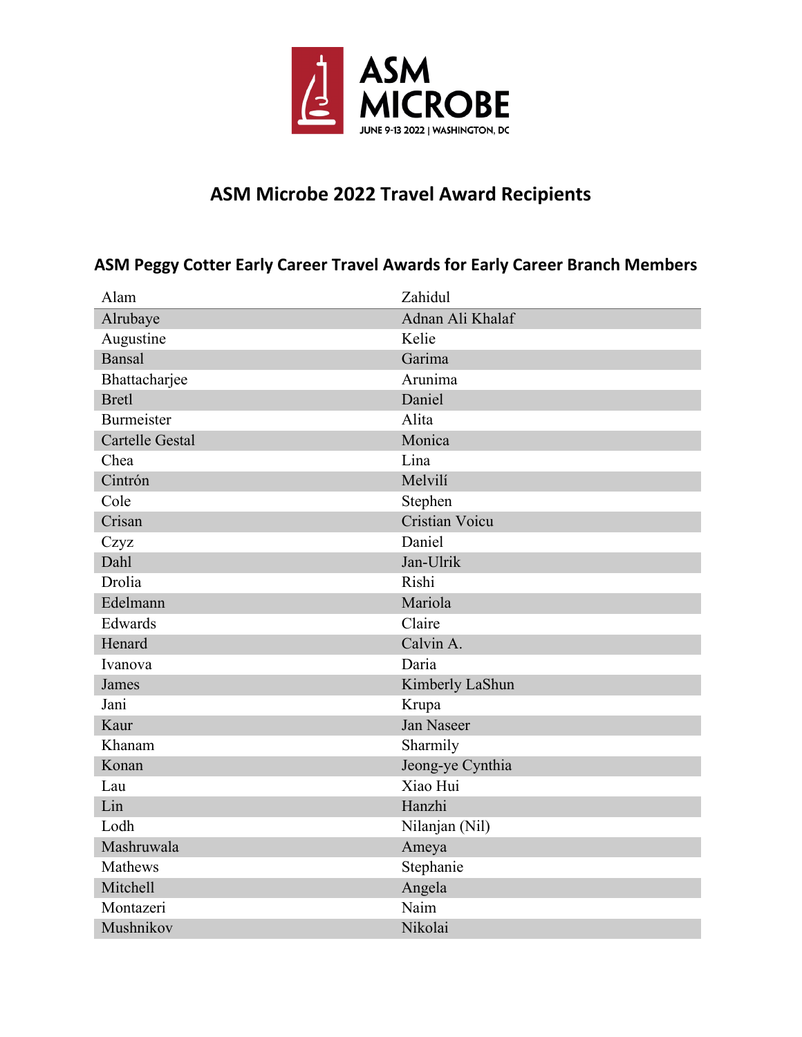ASM MICROBE
JUNE 9-13 2022 | WASHINGTON, DC

# ASM Microbe 2022 Travel Award Recipients

## ASM Peggy Cotter Early Career Travel Awards for Early Career Branch Members

| Alam | Zahidul |
|---|---|
| Alrubaye | Adnan Ali Khalaf |
| Augustine | Kelie |
| Bansal | Garima |
| Bhattacharjee | Arunima |
| Bretl | Daniel |
| Burmeister | Alita |
| Cartelle Gestal | Monica |
| Chea | Lina |
| Cintrón | Melvilí |
| Cole | Stephen |
| Crisan | Cristian Voicu |
| Czyz | Daniel |
| Dahl | Jan-Ulrik |
| Drolia | Rishi |
| Edelmann | Mariola |
| Edwards | Claire |
| Henard | Calvin A. |
| Ivanova | Daria |
| James | Kimberly LaShun |
| Jani | Krupa |
| Kaur | Jan Naseer |
| Khanam | Sharmily |
| Konan | Jeong-ye Cynthia |
| Lau | Xiao Hui |
| Lin | Hanzhi |
| Lodh | Nilanjan (Nil) |
| Mashruwala | Ameya |
| Mathews | Stephanie |
| Mitchell | Angela |
| Montazeri | Naim |
| Mushnikov | Nikolai |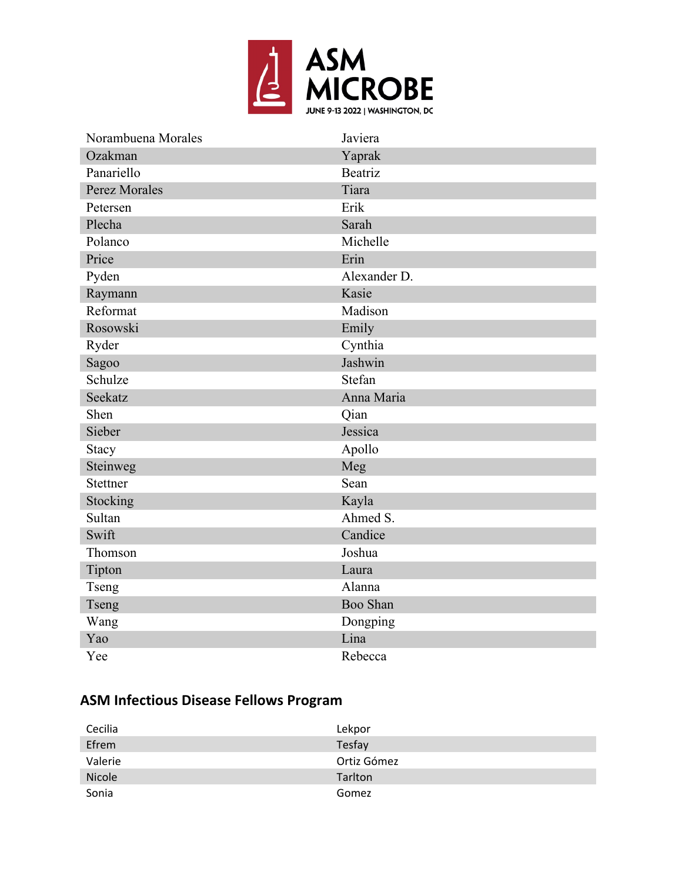| | |
|---|---|
| Norambuena Morales | Javiera |
| Ozakman | Yaprak |
| Panariello | Beatriz |
| Perez Morales | Tiara |
| Petersen | Erik |
| Plecha | Sarah |
| Polanco | Michelle |
| Price | Erin |
| Pyden | Alexander D. |
| Raymann | Kasie |
| Reformat | Madison |
| Rosowski | Emily |
| Ryder | Cynthia |
| Sagoo | Jashwin |
| Schulze | Stefan |
| Seekatz | Anna Maria |
| Shen | Qian |
| Sieber | Jessica |
| Stacy | Apollo |
| Steinweg | Meg |
| Stettner | Sean |
| Stocking | Kayla |
| Sultan | Ahmed S. |
| Swift | Candice |
| Thomson | Joshua |
| Tipton | Laura |
| Tseng | Alanna |
| Tseng | Boo Shan |
| Wang | Dongping |
| Yao | Lina |
| Yee | Rebecca |

## ASM Infectious Disease Fellows Program

| | |
|---|---|
| Cecilia | Lekpor |
| Efrem | Tesfay |
| Valerie | Ortiz Gómez |
| Nicole | Tarlton |
| Sonia | Gomez |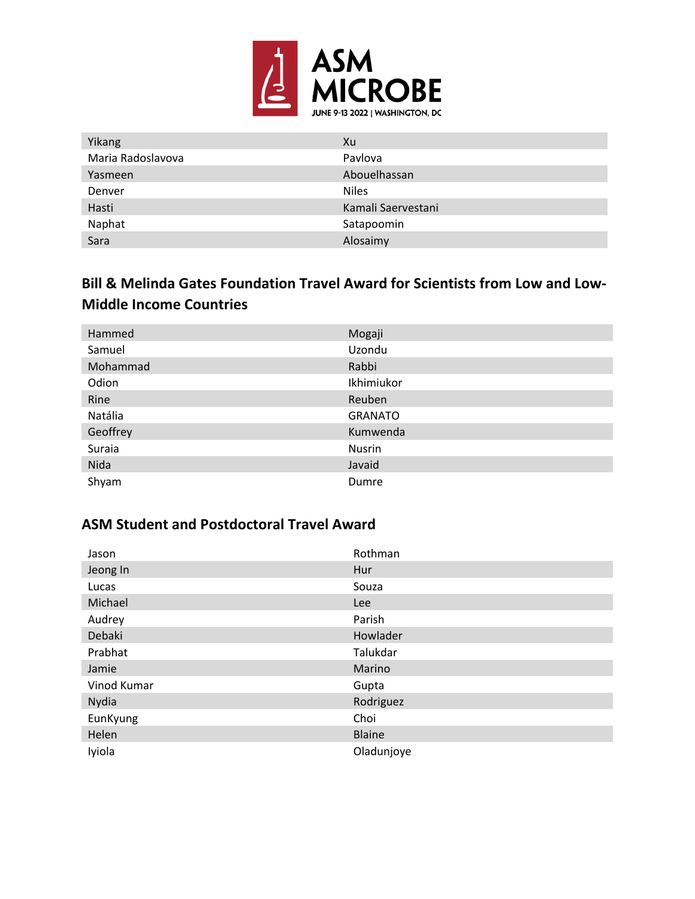| | |
|---|---|
| Yikang | Xu |
| Maria Radoslavova | Pavlova |
| Yasmeen | Abouelhassan |
| Denver | Niles |
| Hasti | Kamali Saervestani |
| Naphat | Satapoomin |
| Sara | Alosaimy |

## Bill & Melinda Gates Foundation Travel Award for Scientists from Low and Low-Middle Income Countries

| | |
|---|---|
| Hammed | Mogaji |
| Samuel | Uzondu |
| Mohammad | Rabbi |
| Odion | Ikhimiukor |
| Rine | Reuben |
| Natália | GRANATO |
| Geoffrey | Kumwenda |
| Suraia | Nusrin |
| Nida | Javaid |
| Shyam | Dumre |

## ASM Student and Postdoctoral Travel Award

| | |
|---|---|
| Jason | Rothman |
| Jeong In | Hur |
| Lucas | Souza |
| Michael | Lee |
| Audrey | Parish |
| Debaki | Howlader |
| Prabhat | Talukdar |
| Jamie | Marino |
| Vinod Kumar | Gupta |
| Nydia | Rodriguez |
| EunKyung | Choi |
| Helen | Blaine |
| Iyiola | Oladunjoye |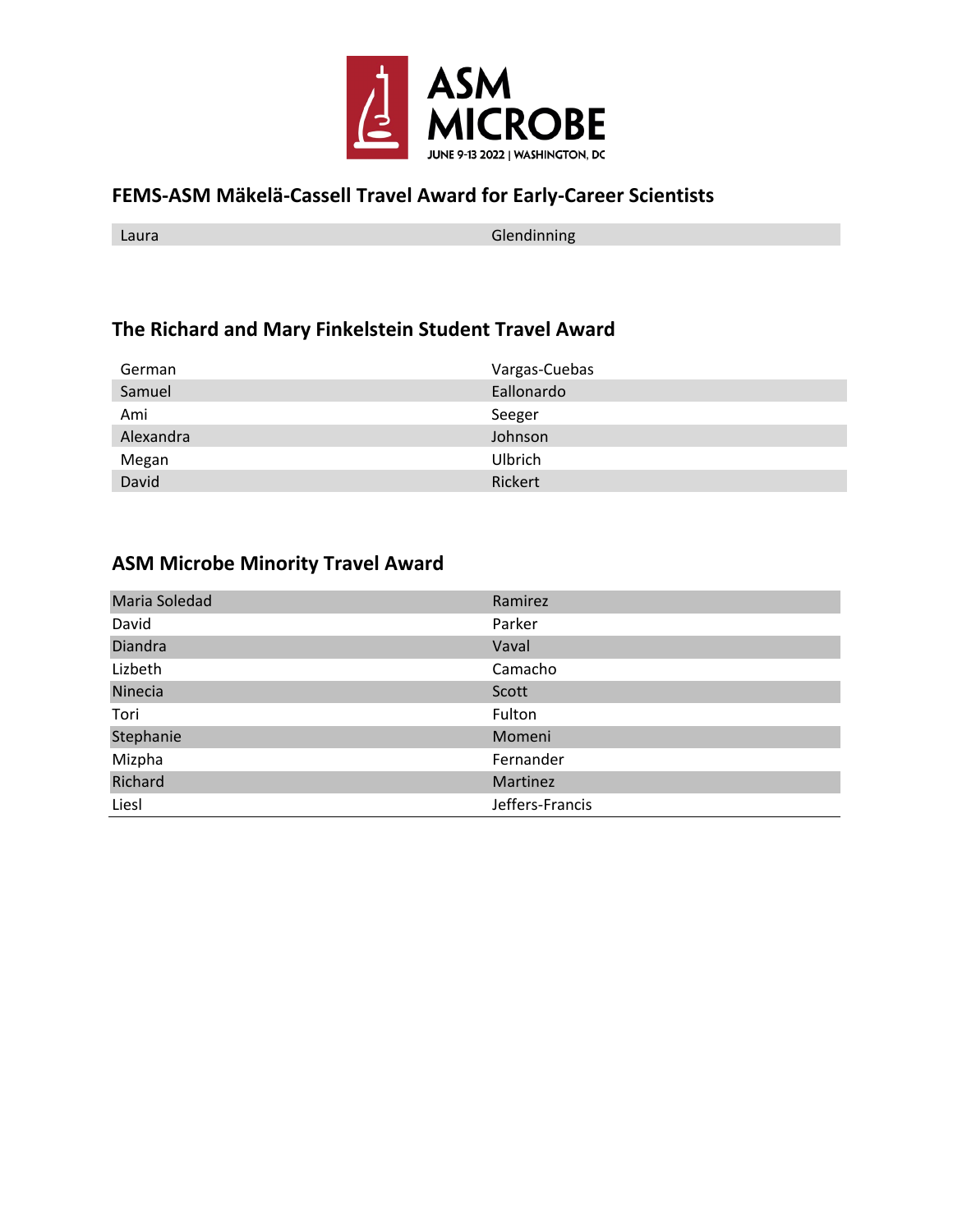ASM MICROBE

JUNE 9-13 2022 | WASHINGTON, DC

## FEMS-ASM Mäkelä-Cassell Travel Award for Early-Career Scientists

| | |
|---|---|
| Laura | Glendinning |

## The Richard and Mary Finkelstein Student Travel Award

| | |
|---|---|
| German | Vargas-Cuebas |
| Samuel | Eallonardo |
| Ami | Seeger |
| Alexandra | Johnson |
| Megan | Ulbrich |
| David | Rickert |

## ASM Microbe Minority Travel Award

| | |
|---|---|
| Maria Soledad | Ramirez |
| David | Parker |
| Diandra | Vaval |
| Lizbeth | Camacho |
| Ninecia | Scott |
| Tori | Fulton |
| Stephanie | Momeni |
| Mizpha | Fernander |
| Richard | Martinez |
| Liesl | Jeffers-Francis |